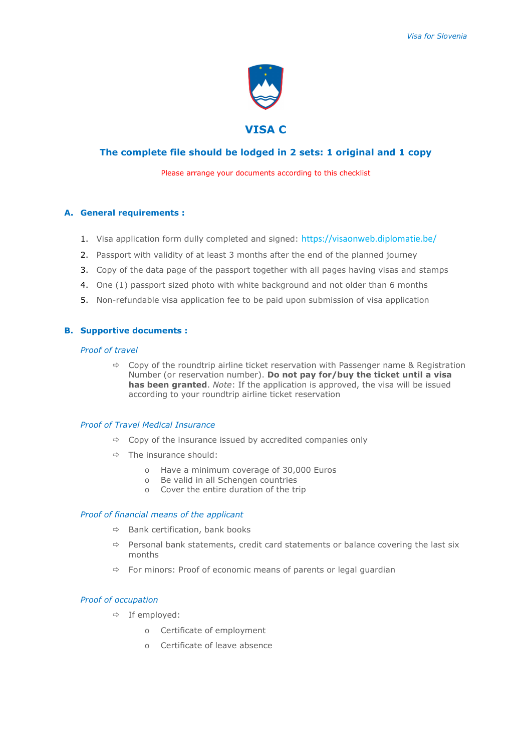# VISA C

## The complete file should be lodged in 2 sets: 1 original and 1 copy

Please arrange your documents according to this checklist

### A. General requirements :

1. Visa application form dully completed and signed: https://visaonweb.diplomatie.be/
2. Passport with validity of at least 3 months after the end of the planned journey
3. Copy of the data page of the passport together with all pages having visas and stamps
4. One (1) passport sized photo with white background and not older than 6 months
5. Non-refundable visa application fee to be paid upon submission of visa application

### B. Supportive documents :

*Proof of travel*

- Copy of the roundtrip airline ticket reservation with Passenger name & Registration Number (or reservation number). **Do not pay for/buy the ticket until a visa has been granted**. *Note*: If the application is approved, the visa will be issued according to your roundtrip airline ticket reservation

*Proof of Travel Medical Insurance*

- Copy of the insurance issued by accredited companies only
- The insurance should:
  - Have a minimum coverage of 30,000 Euros
  - Be valid in all Schengen countries
  - Cover the entire duration of the trip

*Proof of financial means of the applicant*

- Bank certification, bank books
- Personal bank statements, credit card statements or balance covering the last six months
- For minors: Proof of economic means of parents or legal guardian

*Proof of occupation*

- If employed:
  - Certificate of employment
  - Certificate of leave absence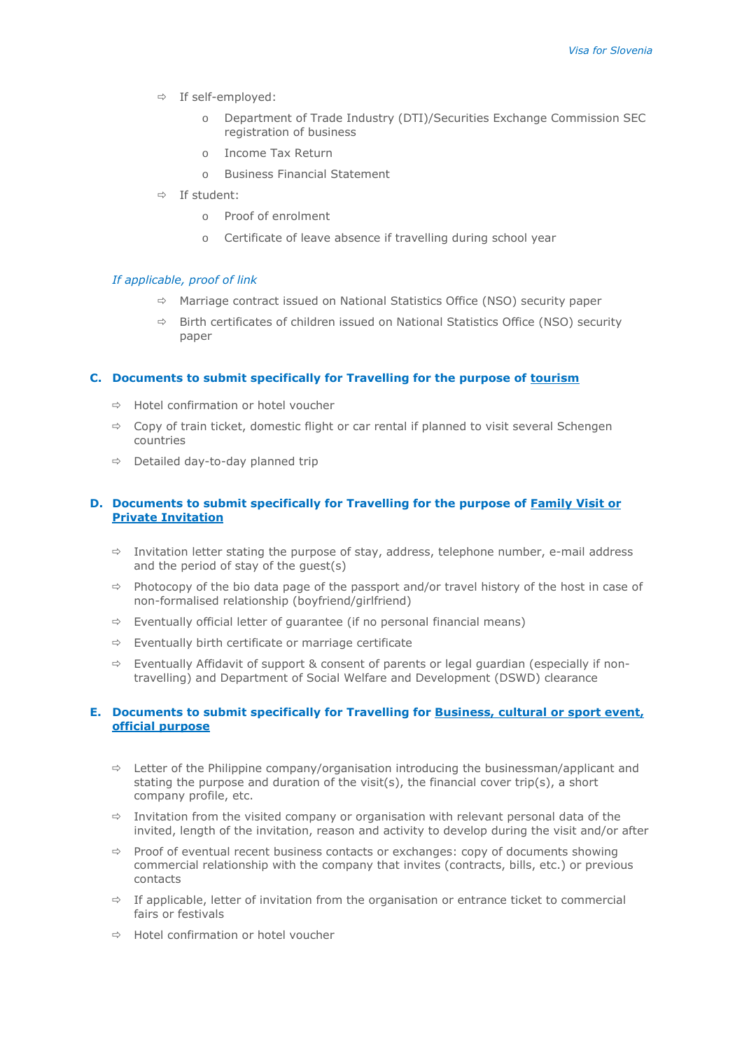- If self-employed:
  - Department of Trade Industry (DTI)/Securities Exchange Commission SEC registration of business
  - Income Tax Return
  - Business Financial Statement
- If student:
  - Proof of enrolment
  - Certificate of leave absence if travelling during school year

*If applicable, proof of link*

- Marriage contract issued on National Statistics Office (NSO) security paper
- Birth certificates of children issued on National Statistics Office (NSO) security paper

### C. Documents to submit specifically for Travelling for the purpose of tourism

- Hotel confirmation or hotel voucher
- Copy of train ticket, domestic flight or car rental if planned to visit several Schengen countries
- Detailed day-to-day planned trip

### D. Documents to submit specifically for Travelling for the purpose of Family Visit or Private Invitation

- Invitation letter stating the purpose of stay, address, telephone number, e-mail address and the period of stay of the guest(s)
- Photocopy of the bio data page of the passport and/or travel history of the host in case of non-formalised relationship (boyfriend/girlfriend)
- Eventually official letter of guarantee (if no personal financial means)
- Eventually birth certificate or marriage certificate
- Eventually Affidavit of support & consent of parents or legal guardian (especially if non-travelling) and Department of Social Welfare and Development (DSWD) clearance

### E. Documents to submit specifically for Travelling for Business, cultural or sport event, official purpose

- Letter of the Philippine company/organisation introducing the businessman/applicant and stating the purpose and duration of the visit(s), the financial cover trip(s), a short company profile, etc.
- Invitation from the visited company or organisation with relevant personal data of the invited, length of the invitation, reason and activity to develop during the visit and/or after
- Proof of eventual recent business contacts or exchanges: copy of documents showing commercial relationship with the company that invites (contracts, bills, etc.) or previous contacts
- If applicable, letter of invitation from the organisation or entrance ticket to commercial fairs or festivals
- Hotel confirmation or hotel voucher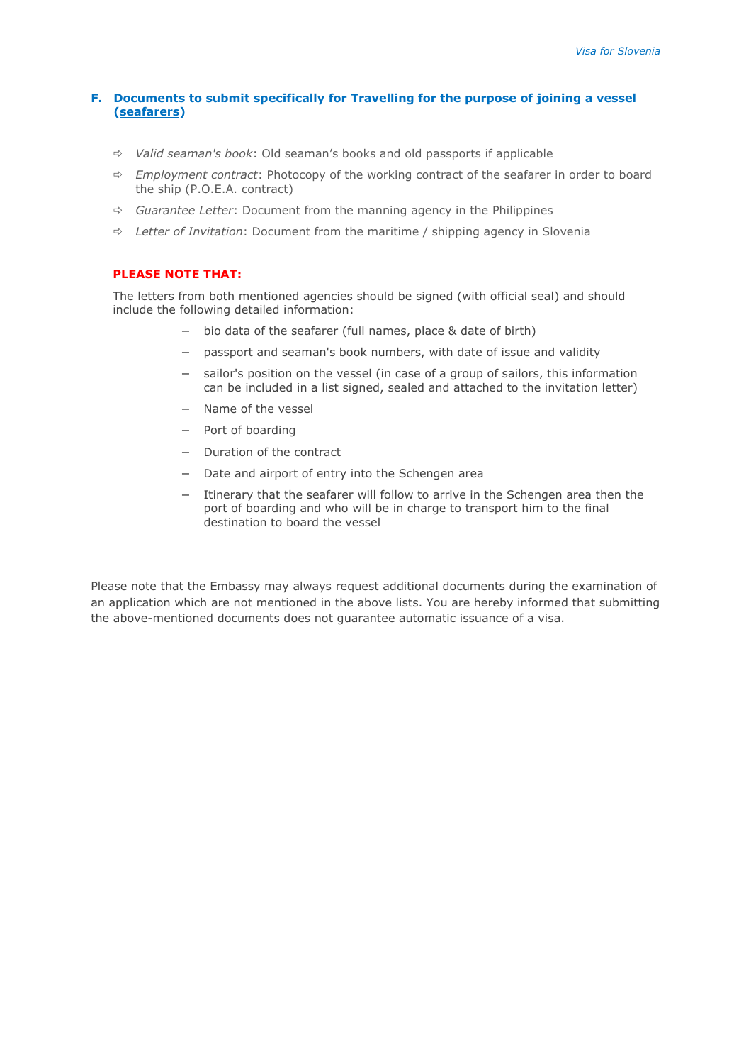## F. Documents to submit specifically for Travelling for the purpose of joining a vessel (seafarers)

- *Valid seaman's book*: Old seaman's books and old passports if applicable
- *Employment contract*: Photocopy of the working contract of the seafarer in order to board the ship (P.O.E.A. contract)
- *Guarantee Letter*: Document from the manning agency in the Philippines
- *Letter of Invitation*: Document from the maritime / shipping agency in Slovenia

**PLEASE NOTE THAT:**

The letters from both mentioned agencies should be signed (with official seal) and should include the following detailed information:

- bio data of the seafarer (full names, place & date of birth)
- passport and seaman's book numbers, with date of issue and validity
- sailor's position on the vessel (in case of a group of sailors, this information can be included in a list signed, sealed and attached to the invitation letter)
- Name of the vessel
- Port of boarding
- Duration of the contract
- Date and airport of entry into the Schengen area
- Itinerary that the seafarer will follow to arrive in the Schengen area then the port of boarding and who will be in charge to transport him to the final destination to board the vessel

Please note that the Embassy may always request additional documents during the examination of an application which are not mentioned in the above lists. You are hereby informed that submitting the above-mentioned documents does not guarantee automatic issuance of a visa.